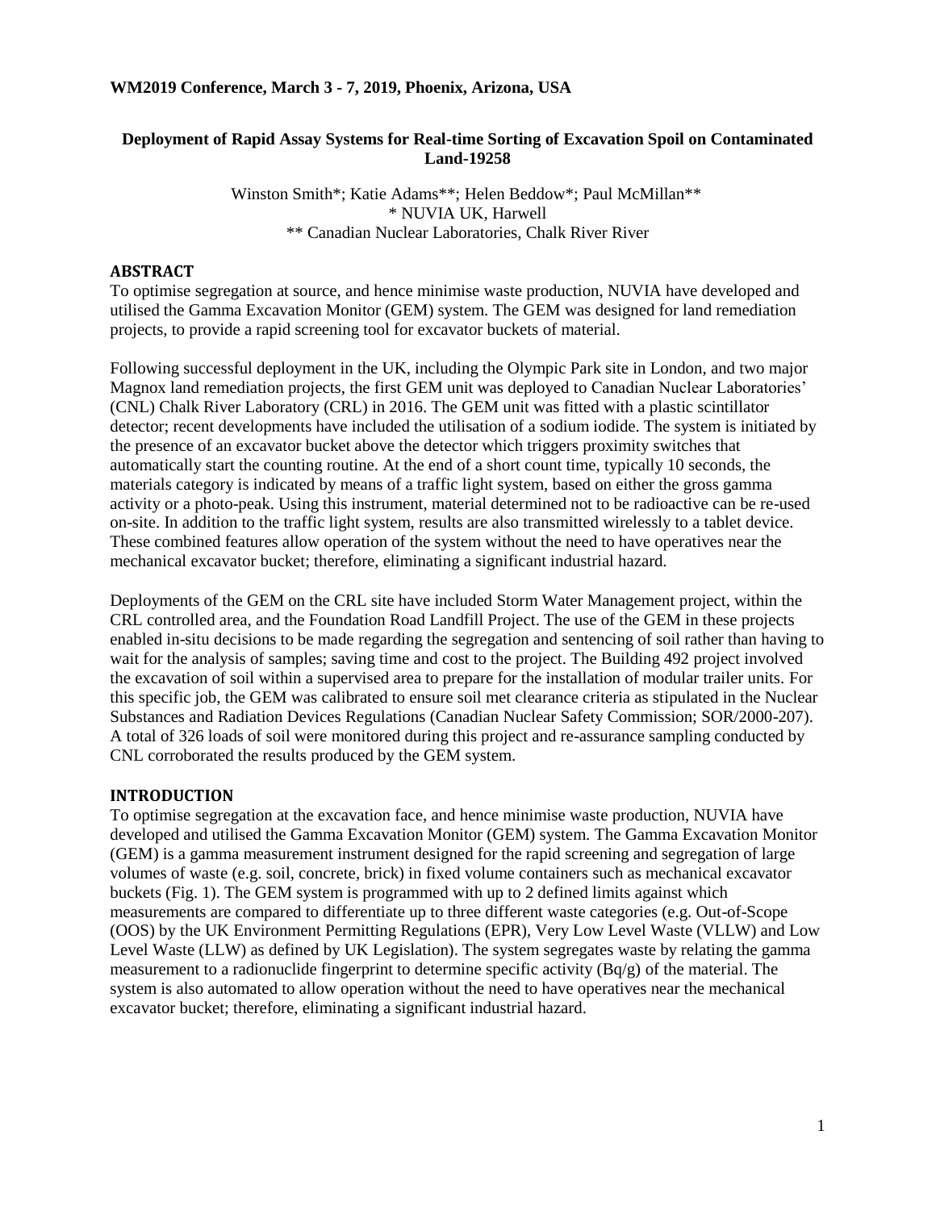**WM2019 Conference, March 3 - 7, 2019, Phoenix, Arizona, USA**

# Deployment of Rapid Assay Systems for Real-time Sorting of Excavation Spoil on Contaminated Land-19258

Winston Smith*; Katie Adams**; Helen Beddow*; Paul McMillan**
* NUVIA UK, Harwell
** Canadian Nuclear Laboratories, Chalk River River

## ABSTRACT

To optimise segregation at source, and hence minimise waste production, NUVIA have developed and utilised the Gamma Excavation Monitor (GEM) system. The GEM was designed for land remediation projects, to provide a rapid screening tool for excavator buckets of material.

Following successful deployment in the UK, including the Olympic Park site in London, and two major Magnox land remediation projects, the first GEM unit was deployed to Canadian Nuclear Laboratories' (CNL) Chalk River Laboratory (CRL) in 2016. The GEM unit was fitted with a plastic scintillator detector; recent developments have included the utilisation of a sodium iodide. The system is initiated by the presence of an excavator bucket above the detector which triggers proximity switches that automatically start the counting routine. At the end of a short count time, typically 10 seconds, the materials category is indicated by means of a traffic light system, based on either the gross gamma activity or a photo-peak. Using this instrument, material determined not to be radioactive can be re-used on-site. In addition to the traffic light system, results are also transmitted wirelessly to a tablet device. These combined features allow operation of the system without the need to have operatives near the mechanical excavator bucket; therefore, eliminating a significant industrial hazard.

Deployments of the GEM on the CRL site have included Storm Water Management project, within the CRL controlled area, and the Foundation Road Landfill Project. The use of the GEM in these projects enabled in-situ decisions to be made regarding the segregation and sentencing of soil rather than having to wait for the analysis of samples; saving time and cost to the project. The Building 492 project involved the excavation of soil within a supervised area to prepare for the installation of modular trailer units. For this specific job, the GEM was calibrated to ensure soil met clearance criteria as stipulated in the Nuclear Substances and Radiation Devices Regulations (Canadian Nuclear Safety Commission; SOR/2000-207). A total of 326 loads of soil were monitored during this project and re-assurance sampling conducted by CNL corroborated the results produced by the GEM system.

## INTRODUCTION

To optimise segregation at the excavation face, and hence minimise waste production, NUVIA have developed and utilised the Gamma Excavation Monitor (GEM) system. The Gamma Excavation Monitor (GEM) is a gamma measurement instrument designed for the rapid screening and segregation of large volumes of waste (e.g. soil, concrete, brick) in fixed volume containers such as mechanical excavator buckets (Fig. 1). The GEM system is programmed with up to 2 defined limits against which measurements are compared to differentiate up to three different waste categories (e.g. Out-of-Scope (OOS) by the UK Environment Permitting Regulations (EPR), Very Low Level Waste (VLLW) and Low Level Waste (LLW) as defined by UK Legislation). The system segregates waste by relating the gamma measurement to a radionuclide fingerprint to determine specific activity (Bq/g) of the material. The system is also automated to allow operation without the need to have operatives near the mechanical excavator bucket; therefore, eliminating a significant industrial hazard.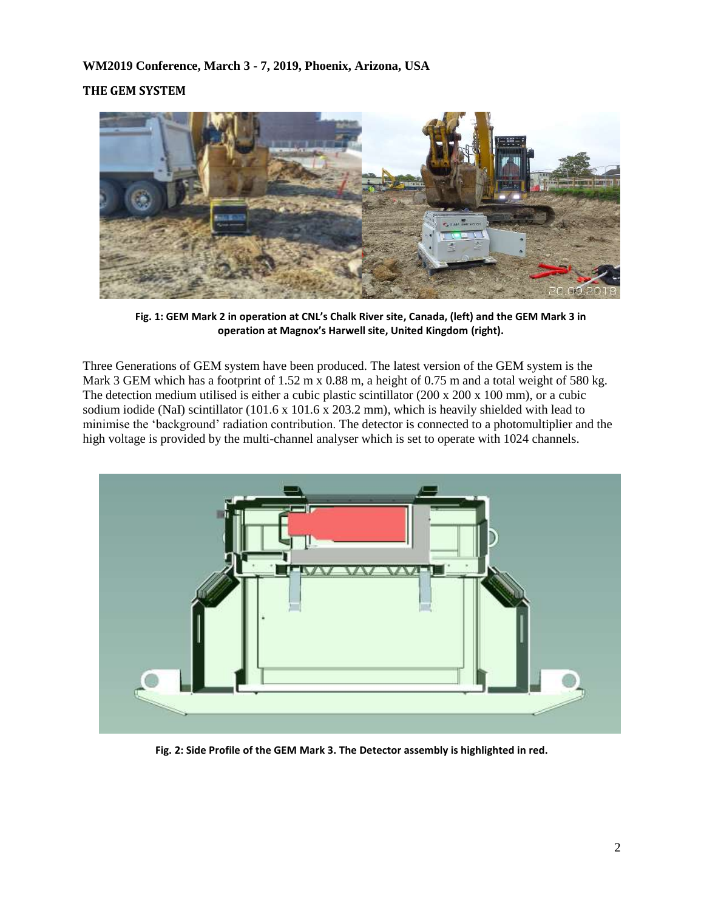## THE GEM SYSTEM

**Fig. 1: GEM Mark 2 in operation at CNL's Chalk River site, Canada, (left) and the GEM Mark 3 in operation at Magnox's Harwell site, United Kingdom (right).**

Three Generations of GEM system have been produced. The latest version of the GEM system is the Mark 3 GEM which has a footprint of 1.52 m x 0.88 m, a height of 0.75 m and a total weight of 580 kg. The detection medium utilised is either a cubic plastic scintillator (200 x 200 x 100 mm), or a cubic sodium iodide (NaI) scintillator (101.6 x 101.6 x 203.2 mm), which is heavily shielded with lead to minimise the 'background' radiation contribution. The detector is connected to a photomultiplier and the high voltage is provided by the multi-channel analyser which is set to operate with 1024 channels.

**Fig. 2: Side Profile of the GEM Mark 3. The Detector assembly is highlighted in red.**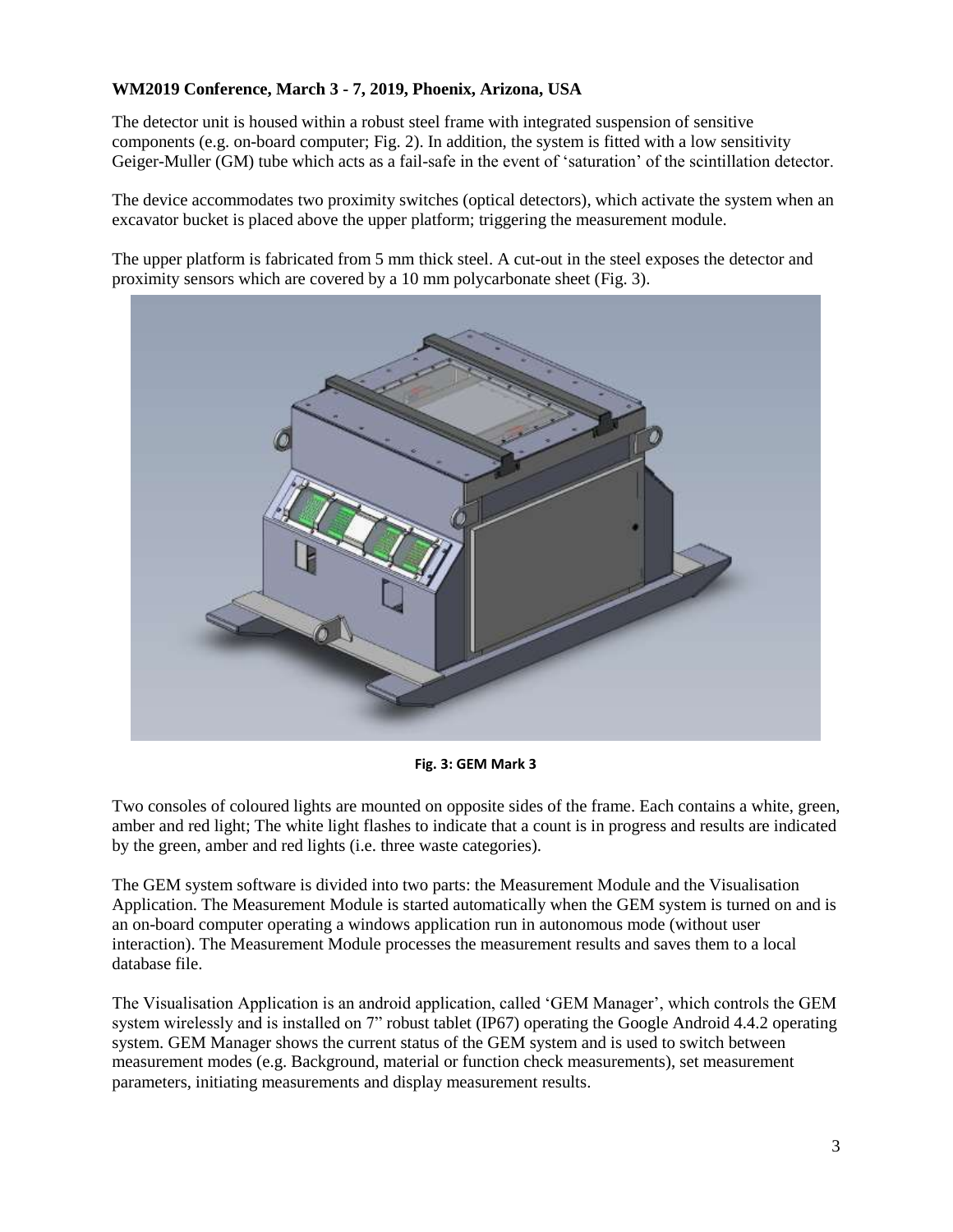The detector unit is housed within a robust steel frame with integrated suspension of sensitive components (e.g. on-board computer; Fig. 2). In addition, the system is fitted with a low sensitivity Geiger-Muller (GM) tube which acts as a fail-safe in the event of 'saturation' of the scintillation detector.

The device accommodates two proximity switches (optical detectors), which activate the system when an excavator bucket is placed above the upper platform; triggering the measurement module.

The upper platform is fabricated from 5 mm thick steel. A cut-out in the steel exposes the detector and proximity sensors which are covered by a 10 mm polycarbonate sheet (Fig. 3).

**Fig. 3: GEM Mark 3**

Two consoles of coloured lights are mounted on opposite sides of the frame. Each contains a white, green, amber and red light; The white light flashes to indicate that a count is in progress and results are indicated by the green, amber and red lights (i.e. three waste categories).

The GEM system software is divided into two parts: the Measurement Module and the Visualisation Application. The Measurement Module is started automatically when the GEM system is turned on and is an on-board computer operating a windows application run in autonomous mode (without user interaction). The Measurement Module processes the measurement results and saves them to a local database file.

The Visualisation Application is an android application, called 'GEM Manager', which controls the GEM system wirelessly and is installed on 7" robust tablet (IP67) operating the Google Android 4.4.2 operating system. GEM Manager shows the current status of the GEM system and is used to switch between measurement modes (e.g. Background, material or function check measurements), set measurement parameters, initiating measurements and display measurement results.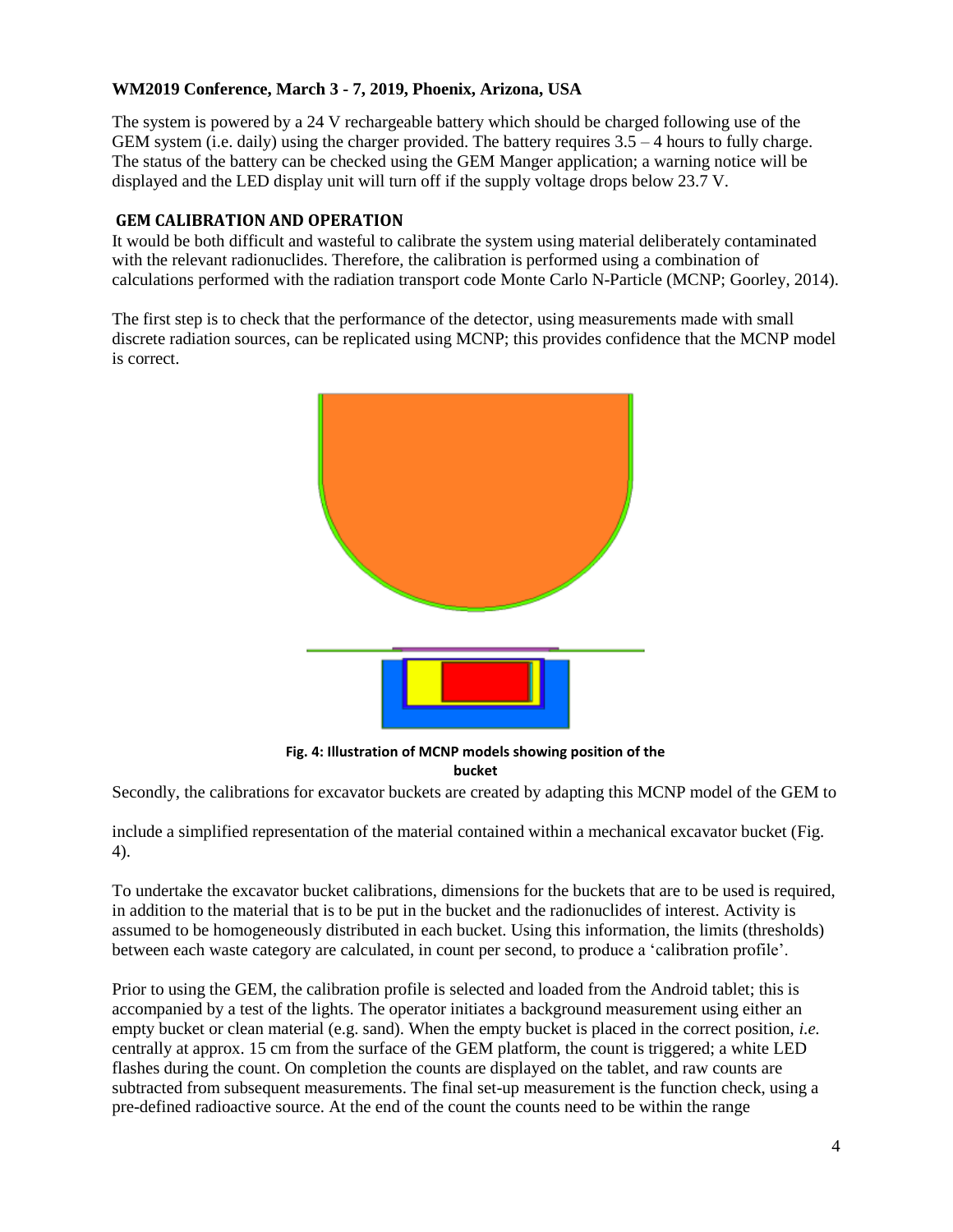The system is powered by a 24 V rechargeable battery which should be charged following use of the GEM system (i.e. daily) using the charger provided. The battery requires 3.5 – 4 hours to fully charge. The status of the battery can be checked using the GEM Manger application; a warning notice will be displayed and the LED display unit will turn off if the supply voltage drops below 23.7 V.

## GEM CALIBRATION AND OPERATION

It would be both difficult and wasteful to calibrate the system using material deliberately contaminated with the relevant radionuclides. Therefore, the calibration is performed using a combination of calculations performed with the radiation transport code Monte Carlo N-Particle (MCNP; Goorley, 2014).

The first step is to check that the performance of the detector, using measurements made with small discrete radiation sources, can be replicated using MCNP; this provides confidence that the MCNP model is correct.

**Fig. 4: Illustration of MCNP models showing position of the bucket**

Secondly, the calibrations for excavator buckets are created by adapting this MCNP model of the GEM to include a simplified representation of the material contained within a mechanical excavator bucket (Fig. 4).

To undertake the excavator bucket calibrations, dimensions for the buckets that are to be used is required, in addition to the material that is to be put in the bucket and the radionuclides of interest. Activity is assumed to be homogeneously distributed in each bucket. Using this information, the limits (thresholds) between each waste category are calculated, in count per second, to produce a 'calibration profile'.

Prior to using the GEM, the calibration profile is selected and loaded from the Android tablet; this is accompanied by a test of the lights. The operator initiates a background measurement using either an empty bucket or clean material (e.g. sand). When the empty bucket is placed in the correct position, *i.e.* centrally at approx. 15 cm from the surface of the GEM platform, the count is triggered; a white LED flashes during the count. On completion the counts are displayed on the tablet, and raw counts are subtracted from subsequent measurements. The final set-up measurement is the function check, using a pre-defined radioactive source. At the end of the count the counts need to be within the range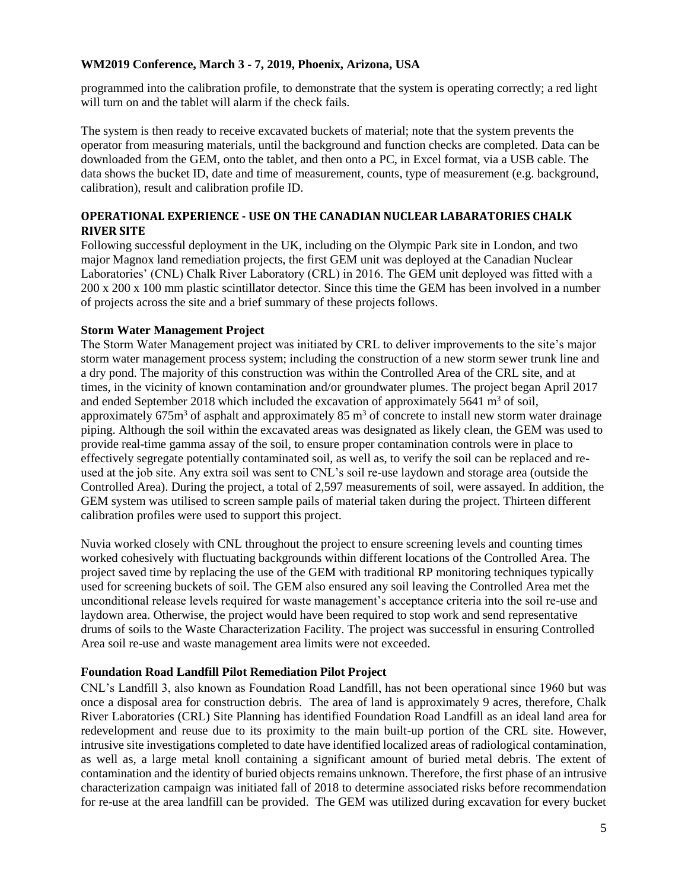programmed into the calibration profile, to demonstrate that the system is operating correctly; a red light will turn on and the tablet will alarm if the check fails.

The system is then ready to receive excavated buckets of material; note that the system prevents the operator from measuring materials, until the background and function checks are completed. Data can be downloaded from the GEM, onto the tablet, and then onto a PC, in Excel format, via a USB cable. The data shows the bucket ID, date and time of measurement, counts, type of measurement (e.g. background, calibration), result and calibration profile ID.

## OPERATIONAL EXPERIENCE - USE ON THE CANADIAN NUCLEAR LABARATORIES CHALK RIVER SITE

Following successful deployment in the UK, including on the Olympic Park site in London, and two major Magnox land remediation projects, the first GEM unit was deployed at the Canadian Nuclear Laboratories' (CNL) Chalk River Laboratory (CRL) in 2016. The GEM unit deployed was fitted with a 200 x 200 x 100 mm plastic scintillator detector. Since this time the GEM has been involved in a number of projects across the site and a brief summary of these projects follows.

### Storm Water Management Project

The Storm Water Management project was initiated by CRL to deliver improvements to the site's major storm water management process system; including the construction of a new storm sewer trunk line and a dry pond. The majority of this construction was within the Controlled Area of the CRL site, and at times, in the vicinity of known contamination and/or groundwater plumes. The project began April 2017 and ended September 2018 which included the excavation of approximately 5641 $m^3$ of soil, approximately 675$m^3$ of asphalt and approximately 85 $m^3$ of concrete to install new storm water drainage piping. Although the soil within the excavated areas was designated as likely clean, the GEM was used to provide real-time gamma assay of the soil, to ensure proper contamination controls were in place to effectively segregate potentially contaminated soil, as well as, to verify the soil can be replaced and re-used at the job site. Any extra soil was sent to CNL's soil re-use laydown and storage area (outside the Controlled Area). During the project, a total of 2,597 measurements of soil, were assayed. In addition, the GEM system was utilised to screen sample pails of material taken during the project. Thirteen different calibration profiles were used to support this project.

Nuvia worked closely with CNL throughout the project to ensure screening levels and counting times worked cohesively with fluctuating backgrounds within different locations of the Controlled Area. The project saved time by replacing the use of the GEM with traditional RP monitoring techniques typically used for screening buckets of soil. The GEM also ensured any soil leaving the Controlled Area met the unconditional release levels required for waste management's acceptance criteria into the soil re-use and laydown area. Otherwise, the project would have been required to stop work and send representative drums of soils to the Waste Characterization Facility. The project was successful in ensuring Controlled Area soil re-use and waste management area limits were not exceeded.

### Foundation Road Landfill Pilot Remediation Pilot Project

CNL's Landfill 3, also known as Foundation Road Landfill, has not been operational since 1960 but was once a disposal area for construction debris. The area of land is approximately 9 acres, therefore, Chalk River Laboratories (CRL) Site Planning has identified Foundation Road Landfill as an ideal land area for redevelopment and reuse due to its proximity to the main built-up portion of the CRL site. However, intrusive site investigations completed to date have identified localized areas of radiological contamination, as well as, a large metal knoll containing a significant amount of buried metal debris. The extent of contamination and the identity of buried objects remains unknown. Therefore, the first phase of an intrusive characterization campaign was initiated fall of 2018 to determine associated risks before recommendation for re-use at the area landfill can be provided. The GEM was utilized during excavation for every bucket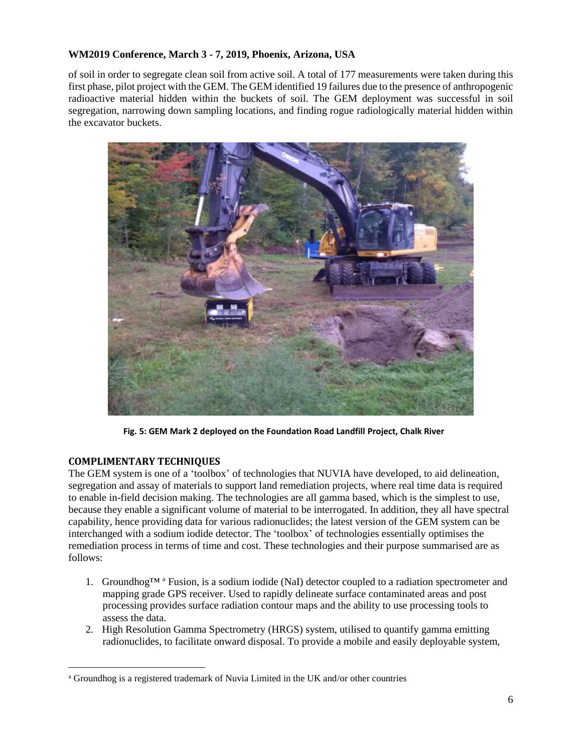of soil in order to segregate clean soil from active soil. A total of 177 measurements were taken during this first phase, pilot project with the GEM. The GEM identified 19 failures due to the presence of anthropogenic radioactive material hidden within the buckets of soil. The GEM deployment was successful in soil segregation, narrowing down sampling locations, and finding rogue radiologically material hidden within the excavator buckets.

**Fig. 5: GEM Mark 2 deployed on the Foundation Road Landfill Project, Chalk River**

## COMPLIMENTARY TECHNIQUES

The GEM system is one of a 'toolbox' of technologies that NUVIA have developed, to aid delineation, segregation and assay of materials to support land remediation projects, where real time data is required to enable in-field decision making. The technologies are all gamma based, which is the simplest to use, because they enable a significant volume of material to be interrogated. In addition, they all have spectral capability, hence providing data for various radionuclides; the latest version of the GEM system can be interchanged with a sodium iodide detector. The 'toolbox' of technologies essentially optimises the remediation process in terms of time and cost. These technologies and their purpose summarised are as follows:

1. Groundhog™ [a] Fusion, is a sodium iodide (NaI) detector coupled to a radiation spectrometer and mapping grade GPS receiver. Used to rapidly delineate surface contaminated areas and post processing provides surface radiation contour maps and the ability to use processing tools to assess the data.
2. High Resolution Gamma Spectrometry (HRGS) system, utilised to quantify gamma emitting radionuclides, to facilitate onward disposal. To provide a mobile and easily deployable system,

[a] Groundhog is a registered trademark of Nuvia Limited in the UK and/or other countries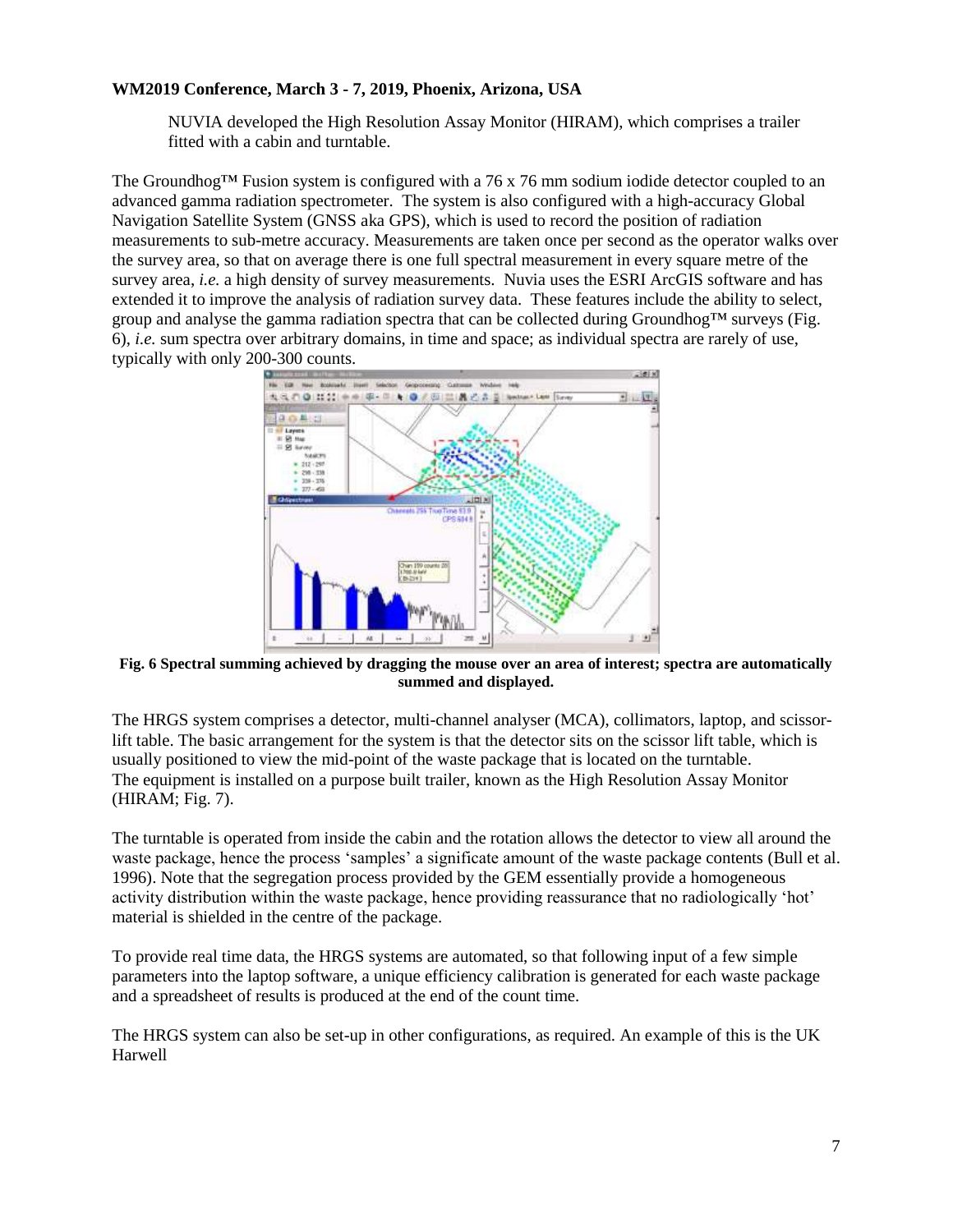NUVIA developed the High Resolution Assay Monitor (HIRAM), which comprises a trailer fitted with a cabin and turntable.

The Groundhog™ Fusion system is configured with a 76 x 76 mm sodium iodide detector coupled to an advanced gamma radiation spectrometer. The system is also configured with a high-accuracy Global Navigation Satellite System (GNSS aka GPS), which is used to record the position of radiation measurements to sub-metre accuracy. Measurements are taken once per second as the operator walks over the survey area, so that on average there is one full spectral measurement in every square metre of the survey area, *i.e.* a high density of survey measurements. Nuvia uses the ESRI ArcGIS software and has extended it to improve the analysis of radiation survey data. These features include the ability to select, group and analyse the gamma radiation spectra that can be collected during Groundhog™ surveys (Fig. 6), *i.e.* sum spectra over arbitrary domains, in time and space; as individual spectra are rarely of use, typically with only 200-300 counts.

**Fig. 6 Spectral summing achieved by dragging the mouse over an area of interest; spectra are automatically summed and displayed.**

The HRGS system comprises a detector, multi-channel analyser (MCA), collimators, laptop, and scissor-lift table. The basic arrangement for the system is that the detector sits on the scissor lift table, which is usually positioned to view the mid-point of the waste package that is located on the turntable. The equipment is installed on a purpose built trailer, known as the High Resolution Assay Monitor (HIRAM; Fig. 7).

The turntable is operated from inside the cabin and the rotation allows the detector to view all around the waste package, hence the process 'samples' a significate amount of the waste package contents (Bull et al. 1996). Note that the segregation process provided by the GEM essentially provide a homogeneous activity distribution within the waste package, hence providing reassurance that no radiologically 'hot' material is shielded in the centre of the package.

To provide real time data, the HRGS systems are automated, so that following input of a few simple parameters into the laptop software, a unique efficiency calibration is generated for each waste package and a spreadsheet of results is produced at the end of the count time.

The HRGS system can also be set-up in other configurations, as required. An example of this is the UK Harwell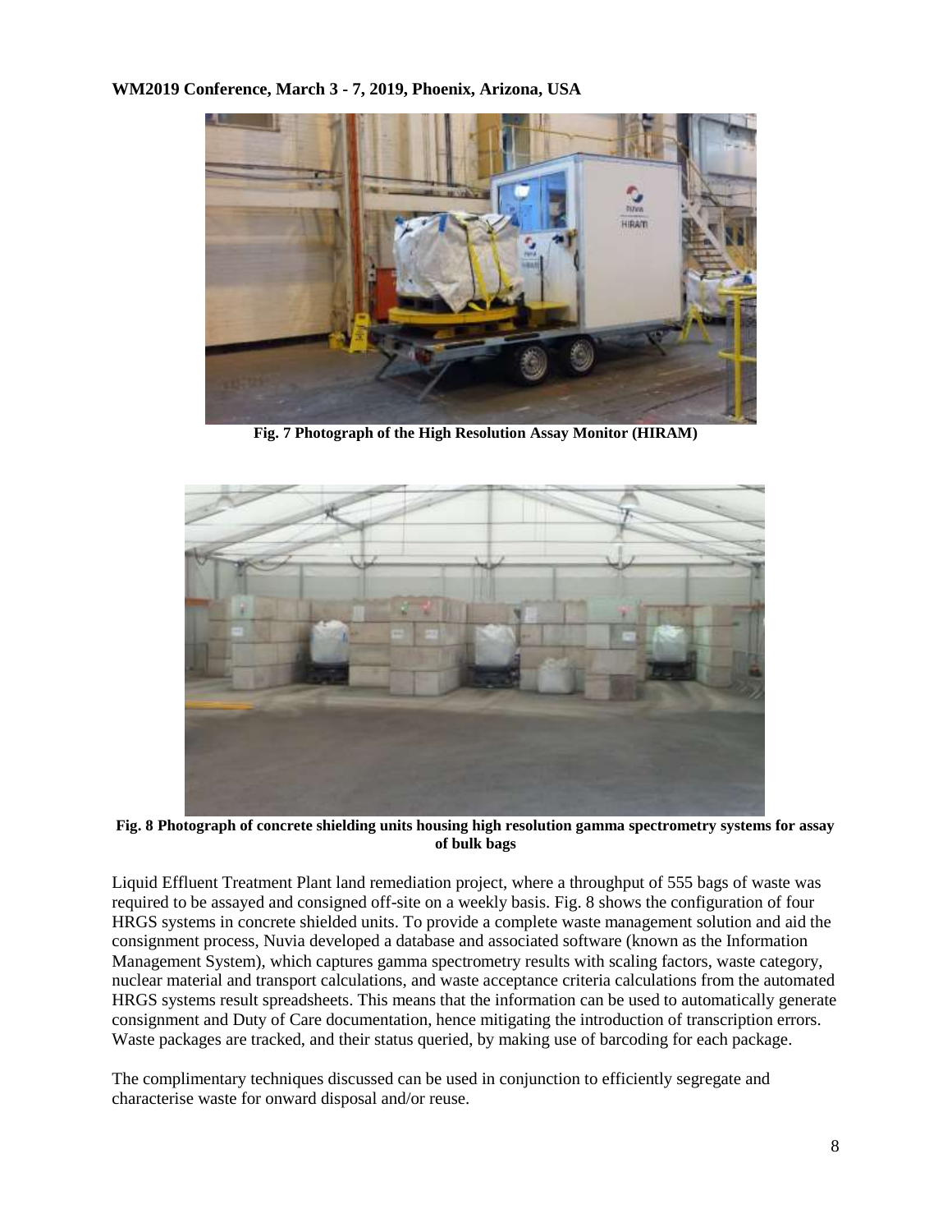**Fig. 7 Photograph of the High Resolution Assay Monitor (HIRAM)**

**Fig. 8 Photograph of concrete shielding units housing high resolution gamma spectrometry systems for assay of bulk bags**

Liquid Effluent Treatment Plant land remediation project, where a throughput of 555 bags of waste was required to be assayed and consigned off-site on a weekly basis. Fig. 8 shows the configuration of four HRGS systems in concrete shielded units. To provide a complete waste management solution and aid the consignment process, Nuvia developed a database and associated software (known as the Information Management System), which captures gamma spectrometry results with scaling factors, waste category, nuclear material and transport calculations, and waste acceptance criteria calculations from the automated HRGS systems result spreadsheets. This means that the information can be used to automatically generate consignment and Duty of Care documentation, hence mitigating the introduction of transcription errors. Waste packages are tracked, and their status queried, by making use of barcoding for each package.

The complimentary techniques discussed can be used in conjunction to efficiently segregate and characterise waste for onward disposal and/or reuse.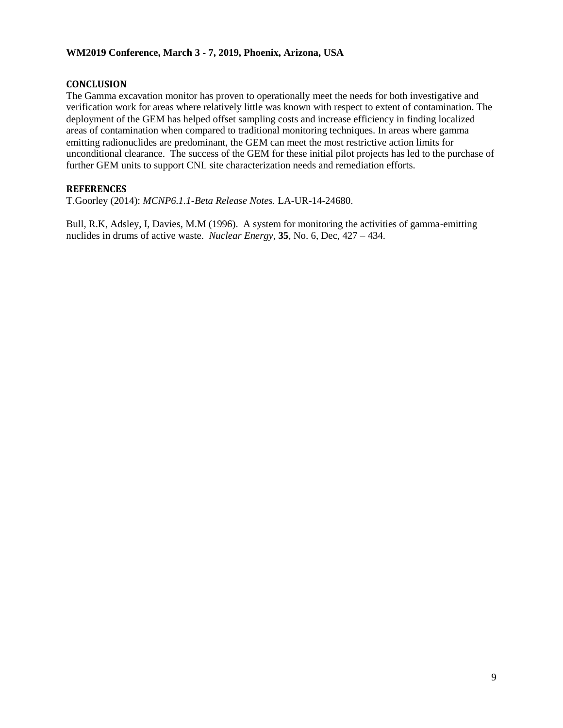## CONCLUSION

The Gamma excavation monitor has proven to operationally meet the needs for both investigative and verification work for areas where relatively little was known with respect to extent of contamination. The deployment of the GEM has helped offset sampling costs and increase efficiency in finding localized areas of contamination when compared to traditional monitoring techniques. In areas where gamma emitting radionuclides are predominant, the GEM can meet the most restrictive action limits for unconditional clearance. The success of the GEM for these initial pilot projects has led to the purchase of further GEM units to support CNL site characterization needs and remediation efforts.

## REFERENCES

T.Goorley (2014): *MCNP6.1.1-Beta Release Notes.* LA-UR-14-24680.

Bull, R.K, Adsley, I, Davies, M.M (1996). A system for monitoring the activities of gamma-emitting nuclides in drums of active waste. *Nuclear Energy*, **35**, No. 6, Dec, 427 – 434.